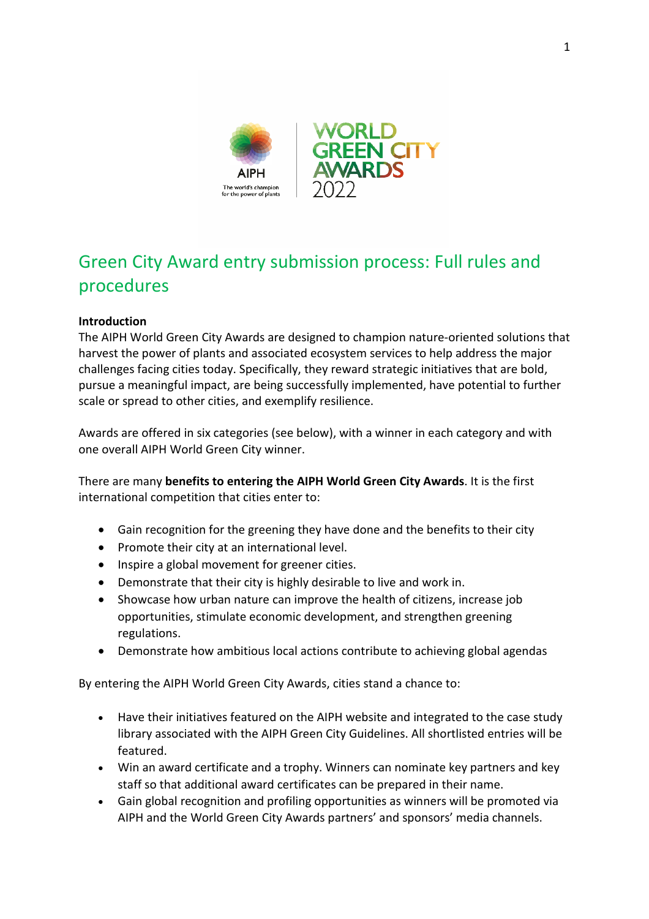# Green City Award entry submission process: Full rules and procedures

**Introduction**

The AIPH World Green City Awards are designed to champion nature-oriented solutions that harvest the power of plants and associated ecosystem services to help address the major challenges facing cities today. Specifically, they reward strategic initiatives that are bold, pursue a meaningful impact, are being successfully implemented, have potential to further scale or spread to other cities, and exemplify resilience.

Awards are offered in six categories (see below), with a winner in each category and with one overall AIPH World Green City winner.

There are many **benefits to entering the AIPH World Green City Awards**. It is the first international competition that cities enter to:

- Gain recognition for the greening they have done and the benefits to their city
- Promote their city at an international level.
- Inspire a global movement for greener cities.
- Demonstrate that their city is highly desirable to live and work in.
- Showcase how urban nature can improve the health of citizens, increase job opportunities, stimulate economic development, and strengthen greening regulations.
- Demonstrate how ambitious local actions contribute to achieving global agendas

By entering the AIPH World Green City Awards, cities stand a chance to:

- Have their initiatives featured on the AIPH website and integrated to the case study library associated with the AIPH Green City Guidelines. All shortlisted entries will be featured.
- Win an award certificate and a trophy. Winners can nominate key partners and key staff so that additional award certificates can be prepared in their name.
- Gain global recognition and profiling opportunities as winners will be promoted via AIPH and the World Green City Awards partners' and sponsors' media channels.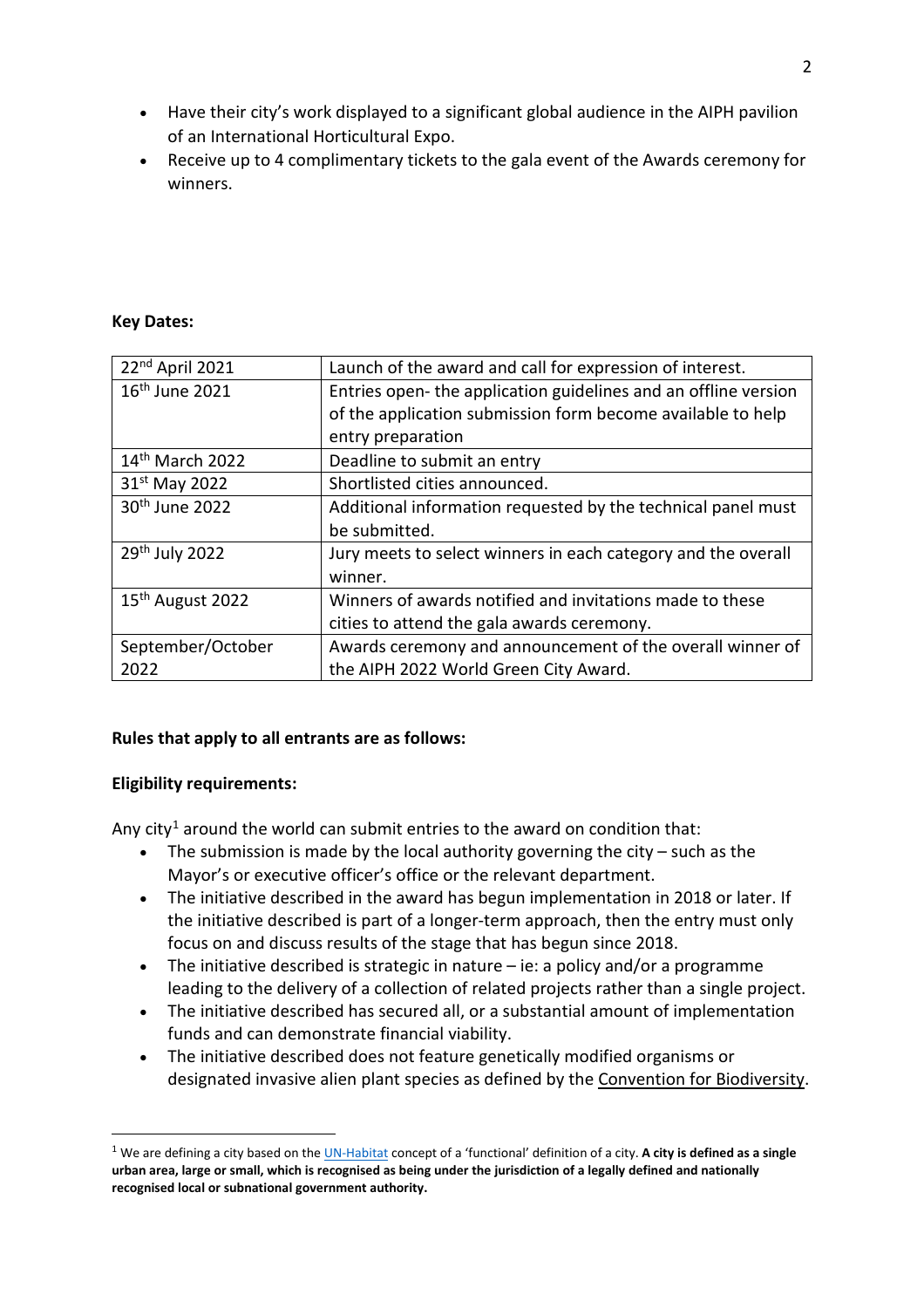- Have their city's work displayed to a significant global audience in the AIPH pavilion of an International Horticultural Expo.
- Receive up to 4 complimentary tickets to the gala event of the Awards ceremony for winners.

**Key Dates:**

| | |
|---|---|
| 22nd April 2021 | Launch of the award and call for expression of interest. |
| 16th June 2021 | Entries open- the application guidelines and an offline version of the application submission form become available to help entry preparation |
| 14th March 2022 | Deadline to submit an entry |
| 31st May 2022 | Shortlisted cities announced. |
| 30th June 2022 | Additional information requested by the technical panel must be submitted. |
| 29th July 2022 | Jury meets to select winners in each category and the overall winner. |
| 15th August 2022 | Winners of awards notified and invitations made to these cities to attend the gala awards ceremony. |
| September/October 2022 | Awards ceremony and announcement of the overall winner of the AIPH 2022 World Green City Award. |

**Rules that apply to all entrants are as follows:**

**Eligibility requirements:**

Any city[1] around the world can submit entries to the award on condition that:

- The submission is made by the local authority governing the city – such as the Mayor's or executive officer's office or the relevant department.
- The initiative described in the award has begun implementation in 2018 or later. If the initiative described is part of a longer-term approach, then the entry must only focus on and discuss results of the stage that has begun since 2018.
- The initiative described is strategic in nature – ie: a policy and/or a programme leading to the delivery of a collection of related projects rather than a single project.
- The initiative described has secured all, or a substantial amount of implementation funds and can demonstrate financial viability.
- The initiative described does not feature genetically modified organisms or designated invasive alien plant species as defined by the Convention for Biodiversity.

[1] We are defining a city based on the UN-Habitat concept of a 'functional' definition of a city. **A city is defined as a single urban area, large or small, which is recognised as being under the jurisdiction of a legally defined and nationally recognised local or subnational government authority.**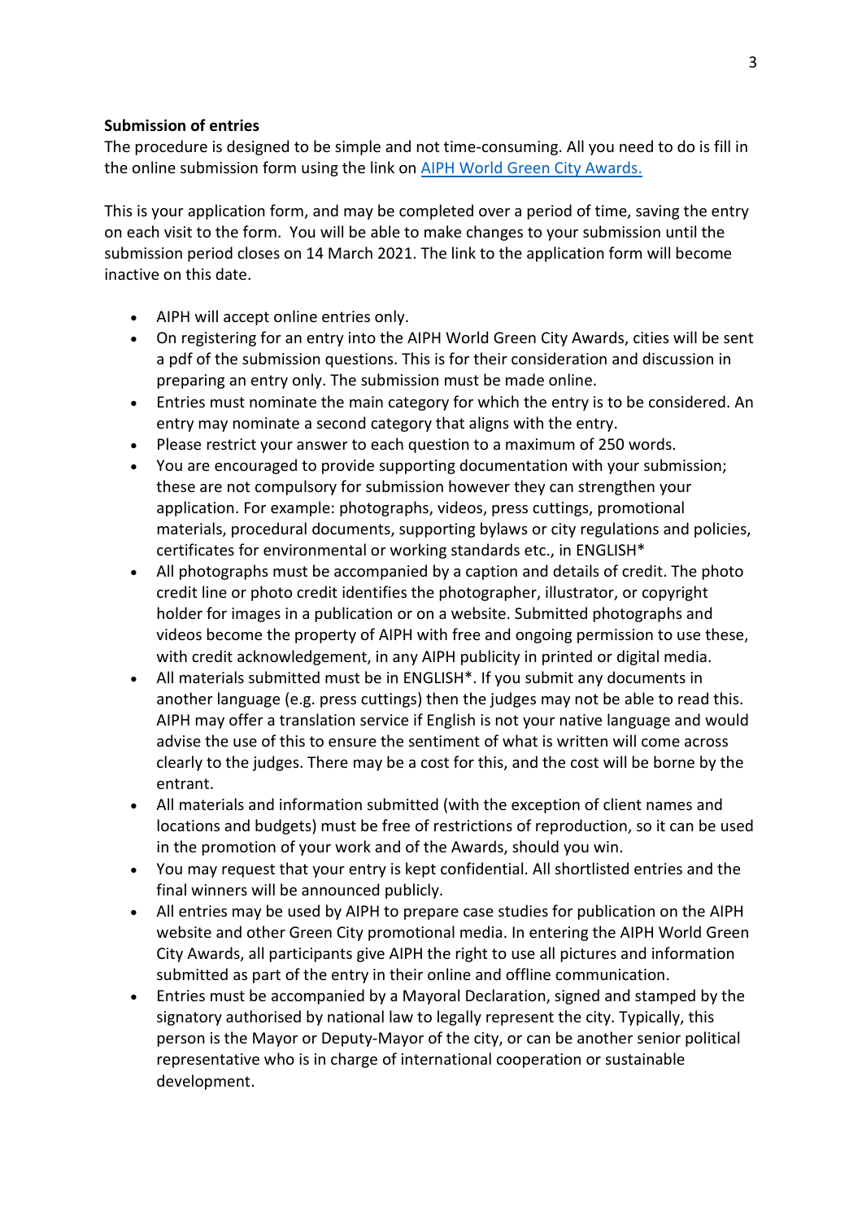**Submission of entries**

The procedure is designed to be simple and not time-consuming. All you need to do is fill in the online submission form using the link on [AIPH World Green City Awards.](#)

This is your application form, and may be completed over a period of time, saving the entry on each visit to the form. You will be able to make changes to your submission until the submission period closes on 14 March 2021. The link to the application form will become inactive on this date.

- AIPH will accept online entries only.
- On registering for an entry into the AIPH World Green City Awards, cities will be sent a pdf of the submission questions. This is for their consideration and discussion in preparing an entry only. The submission must be made online.
- Entries must nominate the main category for which the entry is to be considered. An entry may nominate a second category that aligns with the entry.
- Please restrict your answer to each question to a maximum of 250 words.
- You are encouraged to provide supporting documentation with your submission; these are not compulsory for submission however they can strengthen your application. For example: photographs, videos, press cuttings, promotional materials, procedural documents, supporting bylaws or city regulations and policies, certificates for environmental or working standards etc., in ENGLISH*
- All photographs must be accompanied by a caption and details of credit. The photo credit line or photo credit identifies the photographer, illustrator, or copyright holder for images in a publication or on a website. Submitted photographs and videos become the property of AIPH with free and ongoing permission to use these, with credit acknowledgement, in any AIPH publicity in printed or digital media.
- All materials submitted must be in ENGLISH*. If you submit any documents in another language (e.g. press cuttings) then the judges may not be able to read this. AIPH may offer a translation service if English is not your native language and would advise the use of this to ensure the sentiment of what is written will come across clearly to the judges. There may be a cost for this, and the cost will be borne by the entrant.
- All materials and information submitted (with the exception of client names and locations and budgets) must be free of restrictions of reproduction, so it can be used in the promotion of your work and of the Awards, should you win.
- You may request that your entry is kept confidential. All shortlisted entries and the final winners will be announced publicly.
- All entries may be used by AIPH to prepare case studies for publication on the AIPH website and other Green City promotional media. In entering the AIPH World Green City Awards, all participants give AIPH the right to use all pictures and information submitted as part of the entry in their online and offline communication.
- Entries must be accompanied by a Mayoral Declaration, signed and stamped by the signatory authorised by national law to legally represent the city. Typically, this person is the Mayor or Deputy-Mayor of the city, or can be another senior political representative who is in charge of international cooperation or sustainable development.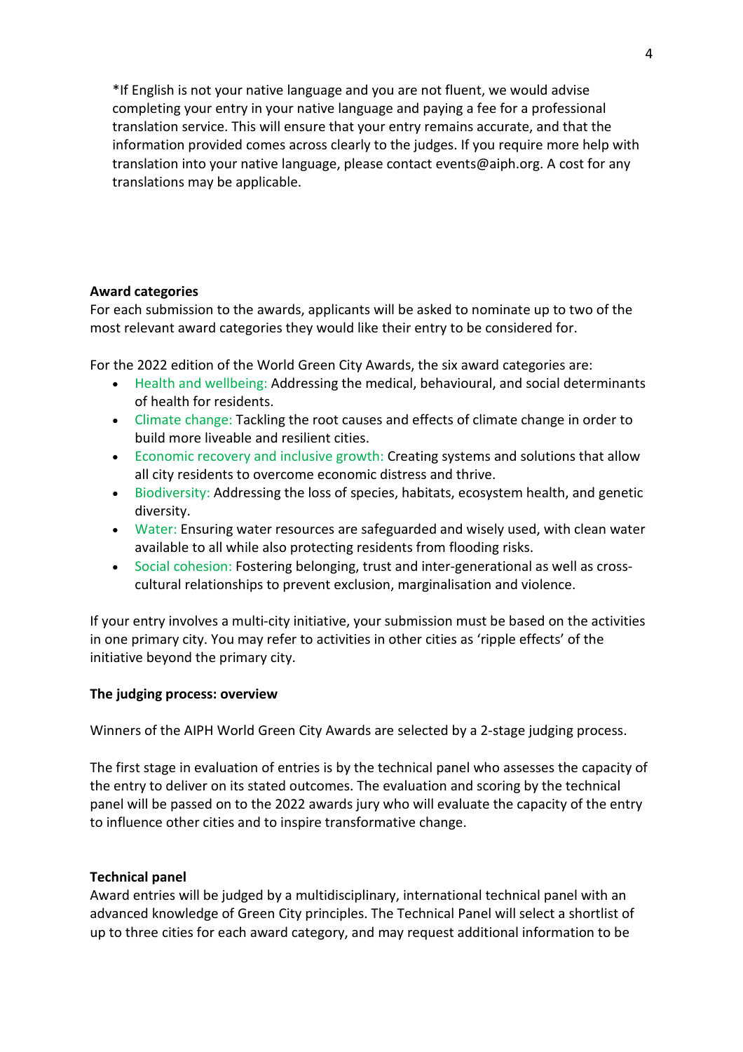*If English is not your native language and you are not fluent, we would advise completing your entry in your native language and paying a fee for a professional translation service. This will ensure that your entry remains accurate, and that the information provided comes across clearly to the judges. If you require more help with translation into your native language, please contact events@aiph.org. A cost for any translations may be applicable.

**Award categories**

For each submission to the awards, applicants will be asked to nominate up to two of the most relevant award categories they would like their entry to be considered for.

For the 2022 edition of the World Green City Awards, the six award categories are:

- Health and wellbeing: Addressing the medical, behavioural, and social determinants of health for residents.
- Climate change: Tackling the root causes and effects of climate change in order to build more liveable and resilient cities.
- Economic recovery and inclusive growth: Creating systems and solutions that allow all city residents to overcome economic distress and thrive.
- Biodiversity: Addressing the loss of species, habitats, ecosystem health, and genetic diversity.
- Water: Ensuring water resources are safeguarded and wisely used, with clean water available to all while also protecting residents from flooding risks.
- Social cohesion: Fostering belonging, trust and inter-generational as well as cross-cultural relationships to prevent exclusion, marginalisation and violence.

If your entry involves a multi-city initiative, your submission must be based on the activities in one primary city. You may refer to activities in other cities as 'ripple effects' of the initiative beyond the primary city.

**The judging process: overview**

Winners of the AIPH World Green City Awards are selected by a 2-stage judging process.

The first stage in evaluation of entries is by the technical panel who assesses the capacity of the entry to deliver on its stated outcomes. The evaluation and scoring by the technical panel will be passed on to the 2022 awards jury who will evaluate the capacity of the entry to influence other cities and to inspire transformative change.

**Technical panel**

Award entries will be judged by a multidisciplinary, international technical panel with an advanced knowledge of Green City principles. The Technical Panel will select a shortlist of up to three cities for each award category, and may request additional information to be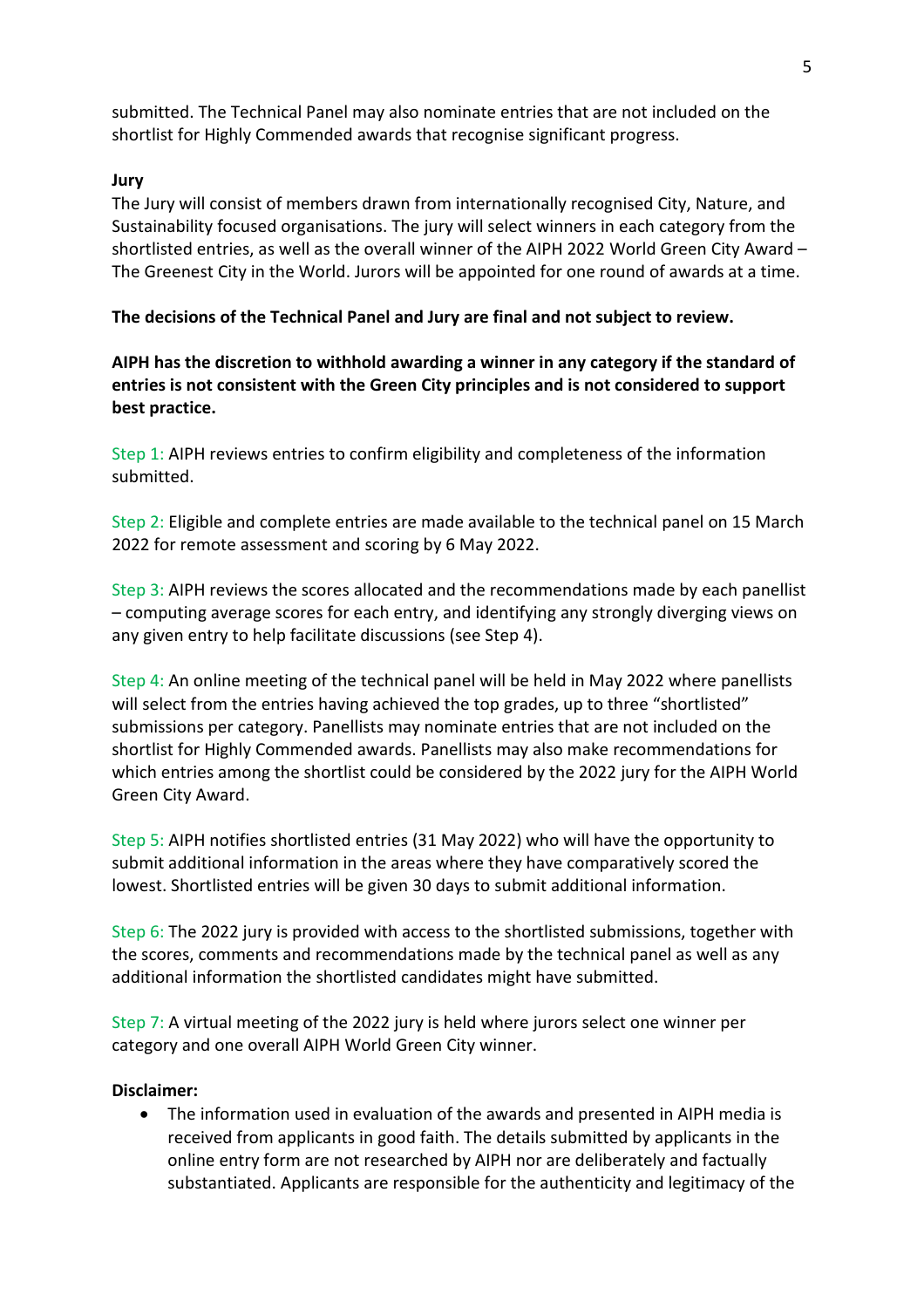submitted. The Technical Panel may also nominate entries that are not included on the shortlist for Highly Commended awards that recognise significant progress.

**Jury**

The Jury will consist of members drawn from internationally recognised City, Nature, and Sustainability focused organisations. The jury will select winners in each category from the shortlisted entries, as well as the overall winner of the AIPH 2022 World Green City Award – The Greenest City in the World. Jurors will be appointed for one round of awards at a time.

**The decisions of the Technical Panel and Jury are final and not subject to review.**

**AIPH has the discretion to withhold awarding a winner in any category if the standard of entries is not consistent with the Green City principles and is not considered to support best practice.**

Step 1: AIPH reviews entries to confirm eligibility and completeness of the information submitted.

Step 2: Eligible and complete entries are made available to the technical panel on 15 March 2022 for remote assessment and scoring by 6 May 2022.

Step 3: AIPH reviews the scores allocated and the recommendations made by each panellist – computing average scores for each entry, and identifying any strongly diverging views on any given entry to help facilitate discussions (see Step 4).

Step 4: An online meeting of the technical panel will be held in May 2022 where panellists will select from the entries having achieved the top grades, up to three "shortlisted" submissions per category. Panellists may nominate entries that are not included on the shortlist for Highly Commended awards. Panellists may also make recommendations for which entries among the shortlist could be considered by the 2022 jury for the AIPH World Green City Award.

Step 5: AIPH notifies shortlisted entries (31 May 2022) who will have the opportunity to submit additional information in the areas where they have comparatively scored the lowest. Shortlisted entries will be given 30 days to submit additional information.

Step 6: The 2022 jury is provided with access to the shortlisted submissions, together with the scores, comments and recommendations made by the technical panel as well as any additional information the shortlisted candidates might have submitted.

Step 7: A virtual meeting of the 2022 jury is held where jurors select one winner per category and one overall AIPH World Green City winner.

**Disclaimer:**

- The information used in evaluation of the awards and presented in AIPH media is received from applicants in good faith. The details submitted by applicants in the online entry form are not researched by AIPH nor are deliberately and factually substantiated. Applicants are responsible for the authenticity and legitimacy of the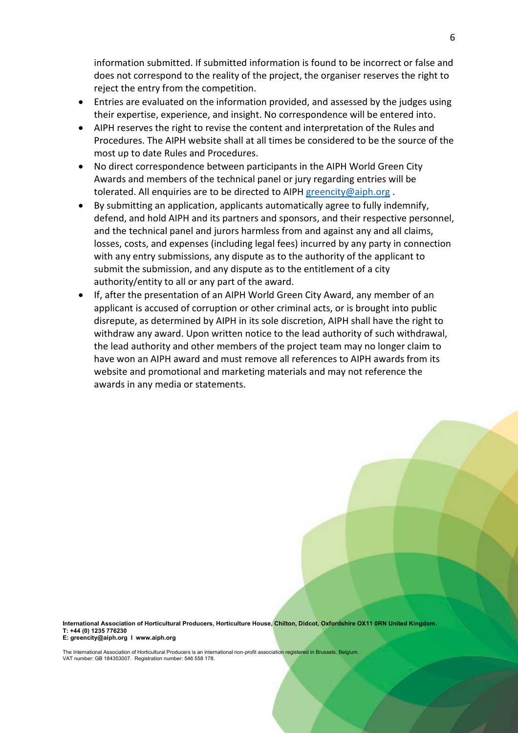information submitted. If submitted information is found to be incorrect or false and does not correspond to the reality of the project, the organiser reserves the right to reject the entry from the competition.

- Entries are evaluated on the information provided, and assessed by the judges using their expertise, experience, and insight. No correspondence will be entered into.
- AIPH reserves the right to revise the content and interpretation of the Rules and Procedures. The AIPH website shall at all times be considered to be the source of the most up to date Rules and Procedures.
- No direct correspondence between participants in the AIPH World Green City Awards and members of the technical panel or jury regarding entries will be tolerated. All enquiries are to be directed to AIPH greencity@aiph.org .
- By submitting an application, applicants automatically agree to fully indemnify, defend, and hold AIPH and its partners and sponsors, and their respective personnel, and the technical panel and jurors harmless from and against any and all claims, losses, costs, and expenses (including legal fees) incurred by any party in connection with any entry submissions, any dispute as to the authority of the applicant to submit the submission, and any dispute as to the entitlement of a city authority/entity to all or any part of the award.
- If, after the presentation of an AIPH World Green City Award, any member of an applicant is accused of corruption or other criminal acts, or is brought into public disrepute, as determined by AIPH in its sole discretion, AIPH shall have the right to withdraw any award. Upon written notice to the lead authority of such withdrawal, the lead authority and other members of the project team may no longer claim to have won an AIPH award and must remove all references to AIPH awards from its website and promotional and marketing materials and may not reference the awards in any media or statements.